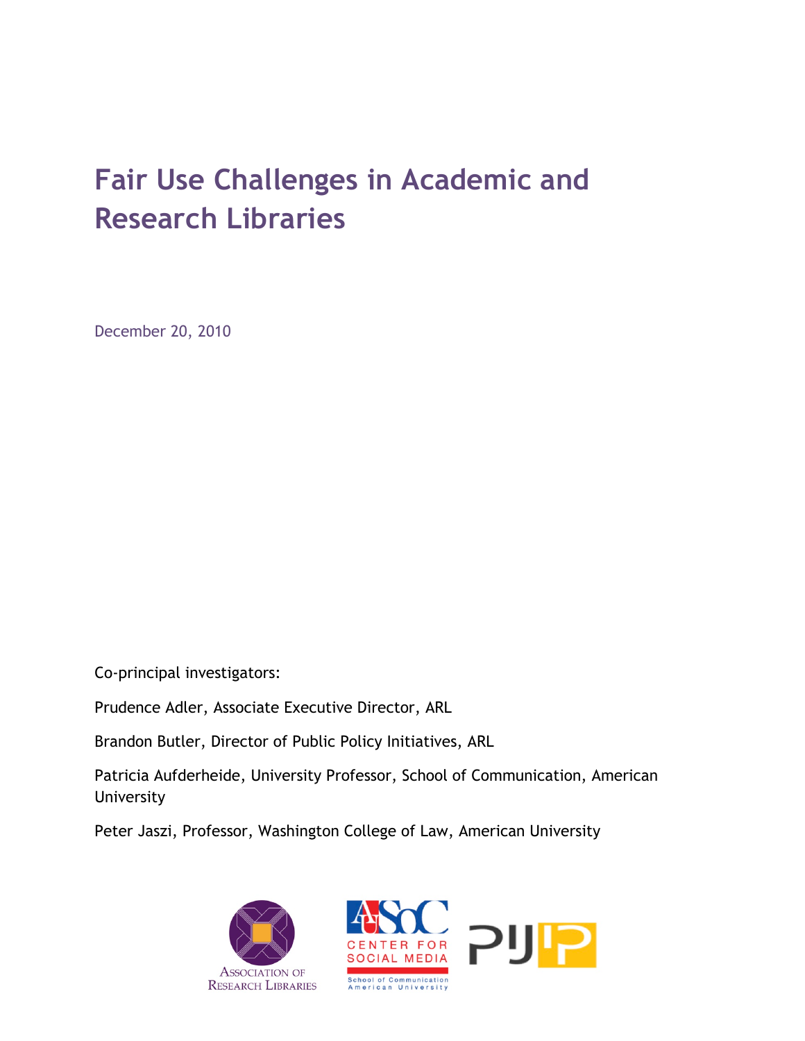# Fair Use Challenges in Academic and Research Libraries

December 20, 2010

Co-principal investigators:

Prudence Adler, Associate Executive Director, ARL

Brandon Butler, Director of Public Policy Initiatives, ARL

Patricia Aufderheide, University Professor, School of Communication, American University

Peter Jaszi, Professor, Washington College of Law, American University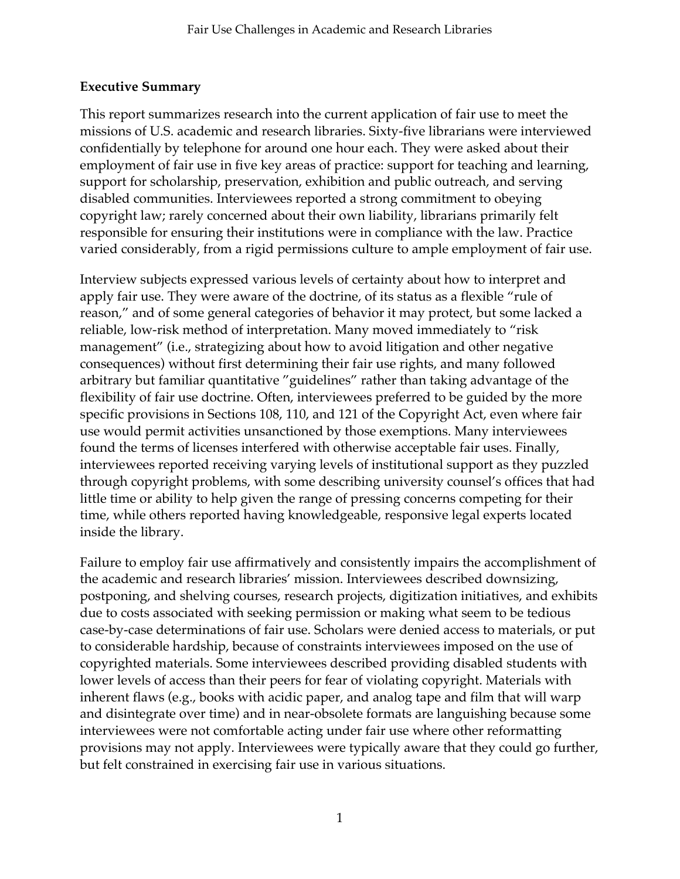**Executive Summary**

This report summarizes research into the current application of fair use to meet the missions of U.S. academic and research libraries. Sixty-five librarians were interviewed confidentially by telephone for around one hour each. They were asked about their employment of fair use in five key areas of practice: support for teaching and learning, support for scholarship, preservation, exhibition and public outreach, and serving disabled communities. Interviewees reported a strong commitment to obeying copyright law; rarely concerned about their own liability, librarians primarily felt responsible for ensuring their institutions were in compliance with the law. Practice varied considerably, from a rigid permissions culture to ample employment of fair use.

Interview subjects expressed various levels of certainty about how to interpret and apply fair use. They were aware of the doctrine, of its status as a flexible "rule of reason," and of some general categories of behavior it may protect, but some lacked a reliable, low-risk method of interpretation. Many moved immediately to "risk management" (i.e., strategizing about how to avoid litigation and other negative consequences) without first determining their fair use rights, and many followed arbitrary but familiar quantitative "guidelines" rather than taking advantage of the flexibility of fair use doctrine. Often, interviewees preferred to be guided by the more specific provisions in Sections 108, 110, and 121 of the Copyright Act, even where fair use would permit activities unsanctioned by those exemptions. Many interviewees found the terms of licenses interfered with otherwise acceptable fair uses. Finally, interviewees reported receiving varying levels of institutional support as they puzzled through copyright problems, with some describing university counsel's offices that had little time or ability to help given the range of pressing concerns competing for their time, while others reported having knowledgeable, responsive legal experts located inside the library.

Failure to employ fair use affirmatively and consistently impairs the accomplishment of the academic and research libraries' mission. Interviewees described downsizing, postponing, and shelving courses, research projects, digitization initiatives, and exhibits due to costs associated with seeking permission or making what seem to be tedious case-by-case determinations of fair use. Scholars were denied access to materials, or put to considerable hardship, because of constraints interviewees imposed on the use of copyrighted materials. Some interviewees described providing disabled students with lower levels of access than their peers for fear of violating copyright. Materials with inherent flaws (e.g., books with acidic paper, and analog tape and film that will warp and disintegrate over time) and in near-obsolete formats are languishing because some interviewees were not comfortable acting under fair use where other reformatting provisions may not apply. Interviewees were typically aware that they could go further, but felt constrained in exercising fair use in various situations.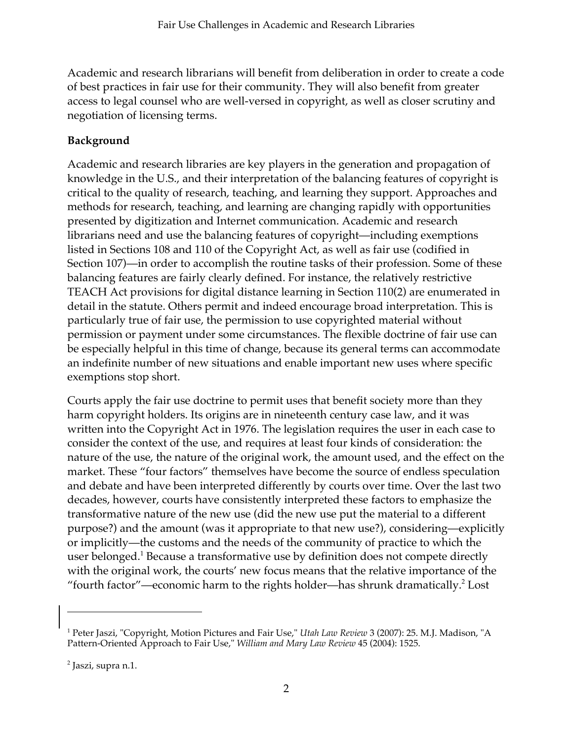Academic and research librarians will benefit from deliberation in order to create a code of best practices in fair use for their community. They will also benefit from greater access to legal counsel who are well-versed in copyright, as well as closer scrutiny and negotiation of licensing terms.

**Background**

Academic and research libraries are key players in the generation and propagation of knowledge in the U.S., and their interpretation of the balancing features of copyright is critical to the quality of research, teaching, and learning they support. Approaches and methods for research, teaching, and learning are changing rapidly with opportunities presented by digitization and Internet communication. Academic and research librarians need and use the balancing features of copyright—including exemptions listed in Sections 108 and 110 of the Copyright Act, as well as fair use (codified in Section 107)—in order to accomplish the routine tasks of their profession. Some of these balancing features are fairly clearly defined. For instance, the relatively restrictive TEACH Act provisions for digital distance learning in Section 110(2) are enumerated in detail in the statute. Others permit and indeed encourage broad interpretation. This is particularly true of fair use, the permission to use copyrighted material without permission or payment under some circumstances. The flexible doctrine of fair use can be especially helpful in this time of change, because its general terms can accommodate an indefinite number of new situations and enable important new uses where specific exemptions stop short.

Courts apply the fair use doctrine to permit uses that benefit society more than they harm copyright holders. Its origins are in nineteenth century case law, and it was written into the Copyright Act in 1976. The legislation requires the user in each case to consider the context of the use, and requires at least four kinds of consideration: the nature of the use, the nature of the original work, the amount used, and the effect on the market. These "four factors" themselves have become the source of endless speculation and debate and have been interpreted differently by courts over time. Over the last two decades, however, courts have consistently interpreted these factors to emphasize the transformative nature of the new use (did the new use put the material to a different purpose?) and the amount (was it appropriate to that new use?), considering—explicitly or implicitly—the customs and the needs of the community of practice to which the user belonged.[1] Because a transformative use by definition does not compete directly with the original work, the courts' new focus means that the relative importance of the "fourth factor"—economic harm to the rights holder—has shrunk dramatically.[2] Lost

---

[1] Peter Jaszi, "Copyright, Motion Pictures and Fair Use," *Utah Law Review* 3 (2007): 25. M.J. Madison, "A Pattern-Oriented Approach to Fair Use," *William and Mary Law Review* 45 (2004): 1525.

[2] Jaszi, supra n.1.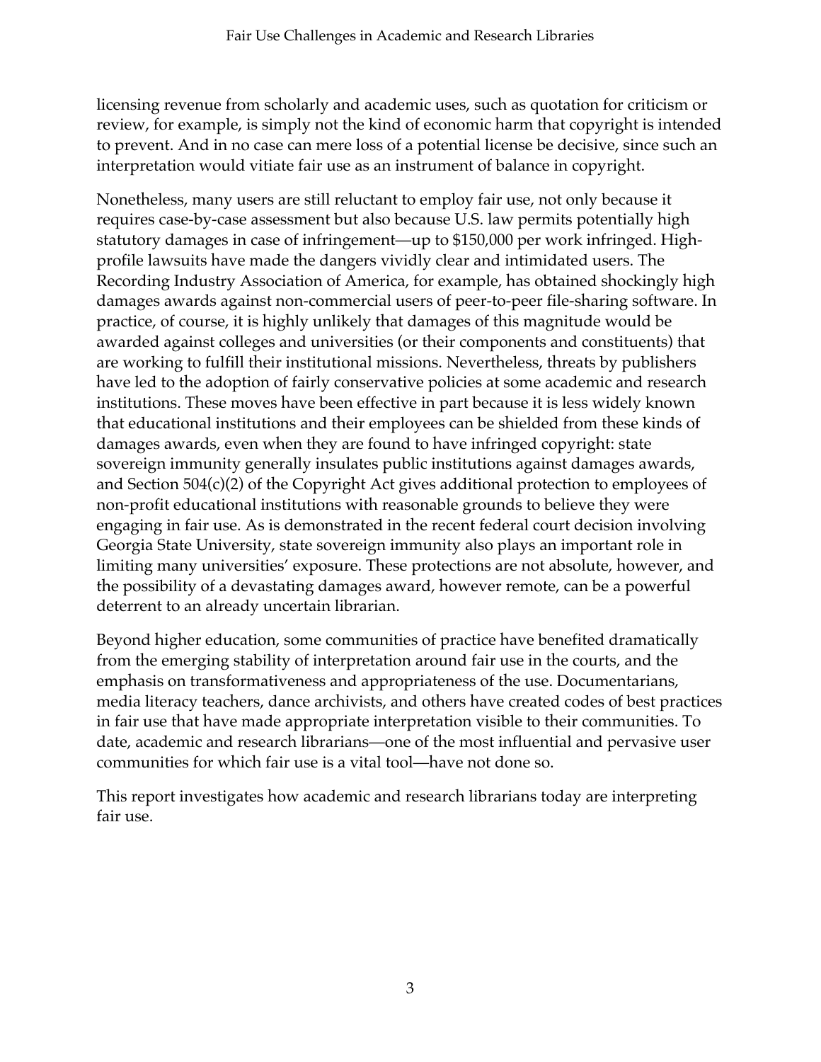licensing revenue from scholarly and academic uses, such as quotation for criticism or review, for example, is simply not the kind of economic harm that copyright is intended to prevent. And in no case can mere loss of a potential license be decisive, since such an interpretation would vitiate fair use as an instrument of balance in copyright.

Nonetheless, many users are still reluctant to employ fair use, not only because it requires case-by-case assessment but also because U.S. law permits potentially high statutory damages in case of infringement—up to $150,000 per work infringed. High-profile lawsuits have made the dangers vividly clear and intimidated users. The Recording Industry Association of America, for example, has obtained shockingly high damages awards against non-commercial users of peer-to-peer file-sharing software. In practice, of course, it is highly unlikely that damages of this magnitude would be awarded against colleges and universities (or their components and constituents) that are working to fulfill their institutional missions. Nevertheless, threats by publishers have led to the adoption of fairly conservative policies at some academic and research institutions. These moves have been effective in part because it is less widely known that educational institutions and their employees can be shielded from these kinds of damages awards, even when they are found to have infringed copyright: state sovereign immunity generally insulates public institutions against damages awards, and Section 504(c)(2) of the Copyright Act gives additional protection to employees of non-profit educational institutions with reasonable grounds to believe they were engaging in fair use. As is demonstrated in the recent federal court decision involving Georgia State University, state sovereign immunity also plays an important role in limiting many universities' exposure. These protections are not absolute, however, and the possibility of a devastating damages award, however remote, can be a powerful deterrent to an already uncertain librarian.

Beyond higher education, some communities of practice have benefited dramatically from the emerging stability of interpretation around fair use in the courts, and the emphasis on transformativeness and appropriateness of the use. Documentarians, media literacy teachers, dance archivists, and others have created codes of best practices in fair use that have made appropriate interpretation visible to their communities. To date, academic and research librarians—one of the most influential and pervasive user communities for which fair use is a vital tool—have not done so.

This report investigates how academic and research librarians today are interpreting fair use.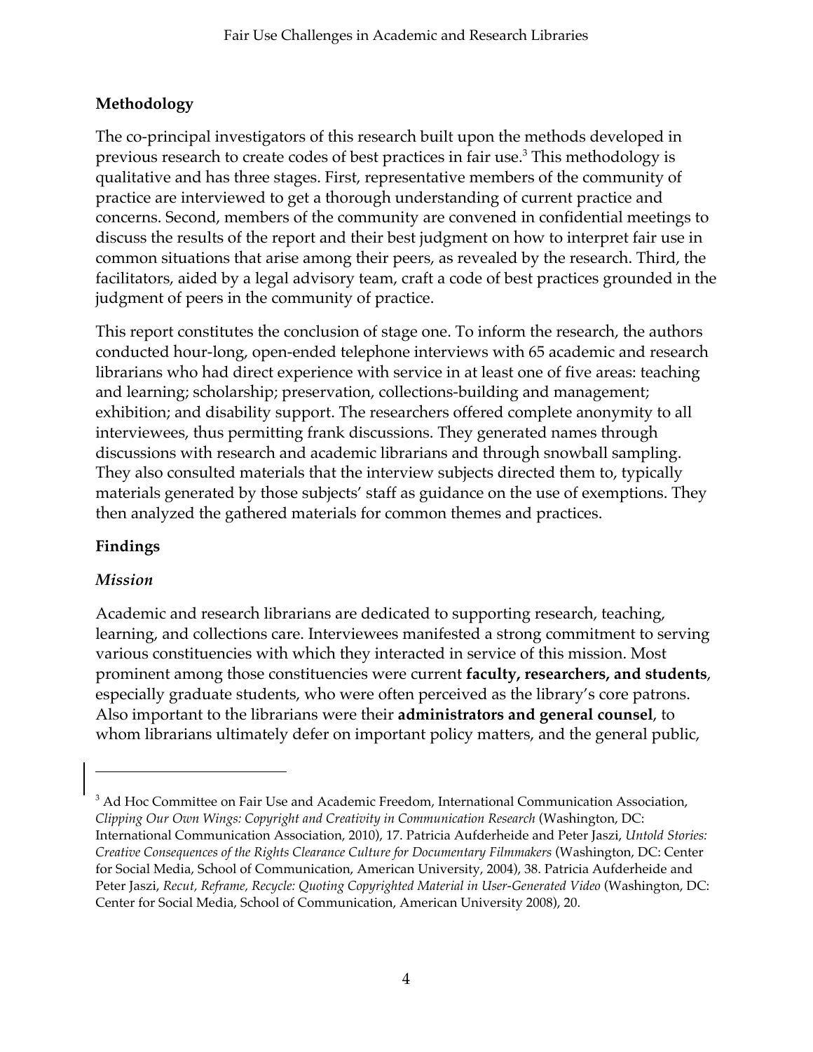## Methodology

The co-principal investigators of this research built upon the methods developed in previous research to create codes of best practices in fair use.[3] This methodology is qualitative and has three stages. First, representative members of the community of practice are interviewed to get a thorough understanding of current practice and concerns. Second, members of the community are convened in confidential meetings to discuss the results of the report and their best judgment on how to interpret fair use in common situations that arise among their peers, as revealed by the research. Third, the facilitators, aided by a legal advisory team, craft a code of best practices grounded in the judgment of peers in the community of practice.

This report constitutes the conclusion of stage one. To inform the research, the authors conducted hour-long, open-ended telephone interviews with 65 academic and research librarians who had direct experience with service in at least one of five areas: teaching and learning; scholarship; preservation, collections-building and management; exhibition; and disability support. The researchers offered complete anonymity to all interviewees, thus permitting frank discussions. They generated names through discussions with research and academic librarians and through snowball sampling. They also consulted materials that the interview subjects directed them to, typically materials generated by those subjects' staff as guidance on the use of exemptions. They then analyzed the gathered materials for common themes and practices.

## Findings

### *Mission*

Academic and research librarians are dedicated to supporting research, teaching, learning, and collections care. Interviewees manifested a strong commitment to serving various constituencies with which they interacted in service of this mission. Most prominent among those constituencies were current **faculty, researchers, and students**, especially graduate students, who were often perceived as the library's core patrons. Also important to the librarians were their **administrators and general counsel**, to whom librarians ultimately defer on important policy matters, and the general public,

[3] Ad Hoc Committee on Fair Use and Academic Freedom, International Communication Association, *Clipping Our Own Wings: Copyright and Creativity in Communication Research* (Washington, DC: International Communication Association, 2010), 17. Patricia Aufderheide and Peter Jaszi, *Untold Stories: Creative Consequences of the Rights Clearance Culture for Documentary Filmmakers* (Washington, DC: Center for Social Media, School of Communication, American University, 2004), 38. Patricia Aufderheide and Peter Jaszi, *Recut, Reframe, Recycle: Quoting Copyrighted Material in User-Generated Video* (Washington, DC: Center for Social Media, School of Communication, American University 2008), 20.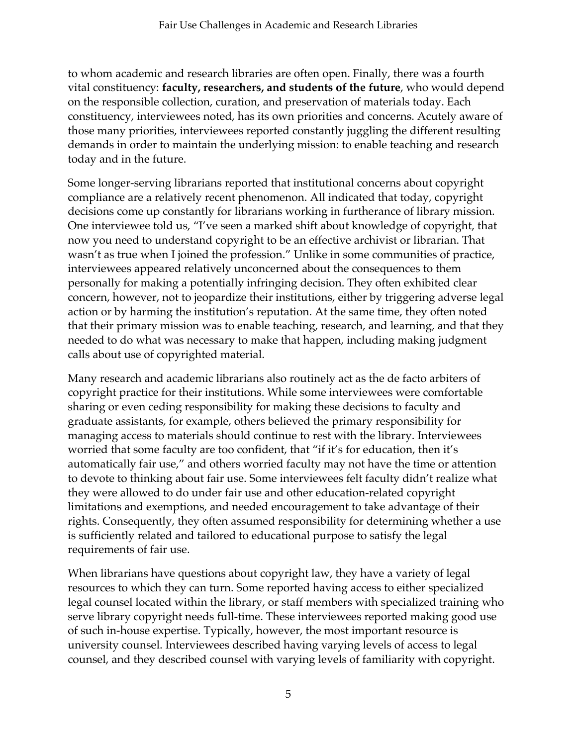to whom academic and research libraries are often open. Finally, there was a fourth vital constituency: **faculty, researchers, and students of the future**, who would depend on the responsible collection, curation, and preservation of materials today. Each constituency, interviewees noted, has its own priorities and concerns. Acutely aware of those many priorities, interviewees reported constantly juggling the different resulting demands in order to maintain the underlying mission: to enable teaching and research today and in the future.

Some longer-serving librarians reported that institutional concerns about copyright compliance are a relatively recent phenomenon. All indicated that today, copyright decisions come up constantly for librarians working in furtherance of library mission. One interviewee told us, "I've seen a marked shift about knowledge of copyright, that now you need to understand copyright to be an effective archivist or librarian. That wasn't as true when I joined the profession." Unlike in some communities of practice, interviewees appeared relatively unconcerned about the consequences to them personally for making a potentially infringing decision. They often exhibited clear concern, however, not to jeopardize their institutions, either by triggering adverse legal action or by harming the institution's reputation. At the same time, they often noted that their primary mission was to enable teaching, research, and learning, and that they needed to do what was necessary to make that happen, including making judgment calls about use of copyrighted material.

Many research and academic librarians also routinely act as the de facto arbiters of copyright practice for their institutions. While some interviewees were comfortable sharing or even ceding responsibility for making these decisions to faculty and graduate assistants, for example, others believed the primary responsibility for managing access to materials should continue to rest with the library. Interviewees worried that some faculty are too confident, that "if it's for education, then it's automatically fair use," and others worried faculty may not have the time or attention to devote to thinking about fair use. Some interviewees felt faculty didn't realize what they were allowed to do under fair use and other education-related copyright limitations and exemptions, and needed encouragement to take advantage of their rights. Consequently, they often assumed responsibility for determining whether a use is sufficiently related and tailored to educational purpose to satisfy the legal requirements of fair use.

When librarians have questions about copyright law, they have a variety of legal resources to which they can turn. Some reported having access to either specialized legal counsel located within the library, or staff members with specialized training who serve library copyright needs full-time. These interviewees reported making good use of such in-house expertise. Typically, however, the most important resource is university counsel. Interviewees described having varying levels of access to legal counsel, and they described counsel with varying levels of familiarity with copyright.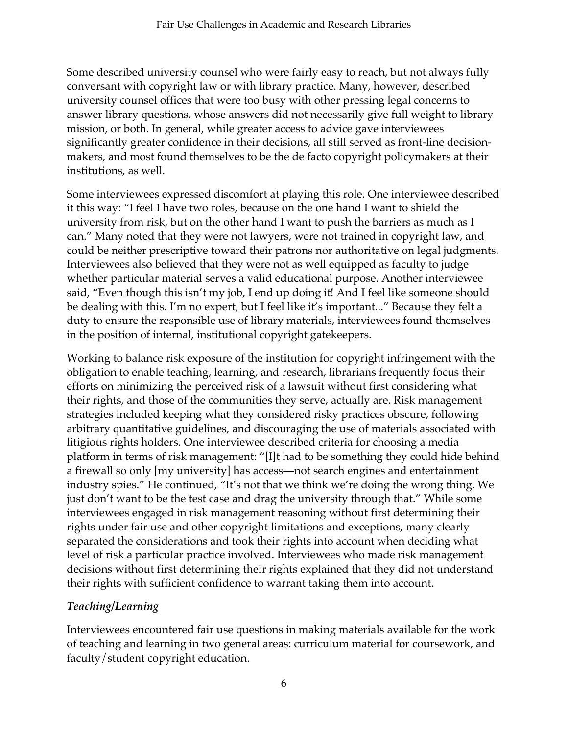Some described university counsel who were fairly easy to reach, but not always fully conversant with copyright law or with library practice. Many, however, described university counsel offices that were too busy with other pressing legal concerns to answer library questions, whose answers did not necessarily give full weight to library mission, or both. In general, while greater access to advice gave interviewees significantly greater confidence in their decisions, all still served as front-line decision-makers, and most found themselves to be the de facto copyright policymakers at their institutions, as well.

Some interviewees expressed discomfort at playing this role. One interviewee described it this way: "I feel I have two roles, because on the one hand I want to shield the university from risk, but on the other hand I want to push the barriers as much as I can." Many noted that they were not lawyers, were not trained in copyright law, and could be neither prescriptive toward their patrons nor authoritative on legal judgments. Interviewees also believed that they were not as well equipped as faculty to judge whether particular material serves a valid educational purpose. Another interviewee said, "Even though this isn't my job, I end up doing it! And I feel like someone should be dealing with this. I'm no expert, but I feel like it's important..." Because they felt a duty to ensure the responsible use of library materials, interviewees found themselves in the position of internal, institutional copyright gatekeepers.

Working to balance risk exposure of the institution for copyright infringement with the obligation to enable teaching, learning, and research, librarians frequently focus their efforts on minimizing the perceived risk of a lawsuit without first considering what their rights, and those of the communities they serve, actually are. Risk management strategies included keeping what they considered risky practices obscure, following arbitrary quantitative guidelines, and discouraging the use of materials associated with litigious rights holders. One interviewee described criteria for choosing a media platform in terms of risk management: "[I]t had to be something they could hide behind a firewall so only [my university] has access—not search engines and entertainment industry spies." He continued, "It's not that we think we're doing the wrong thing. We just don't want to be the test case and drag the university through that." While some interviewees engaged in risk management reasoning without first determining their rights under fair use and other copyright limitations and exceptions, many clearly separated the considerations and took their rights into account when deciding what level of risk a particular practice involved. Interviewees who made risk management decisions without first determining their rights explained that they did not understand their rights with sufficient confidence to warrant taking them into account.

### *Teaching/Learning*

Interviewees encountered fair use questions in making materials available for the work of teaching and learning in two general areas: curriculum material for coursework, and faculty/student copyright education.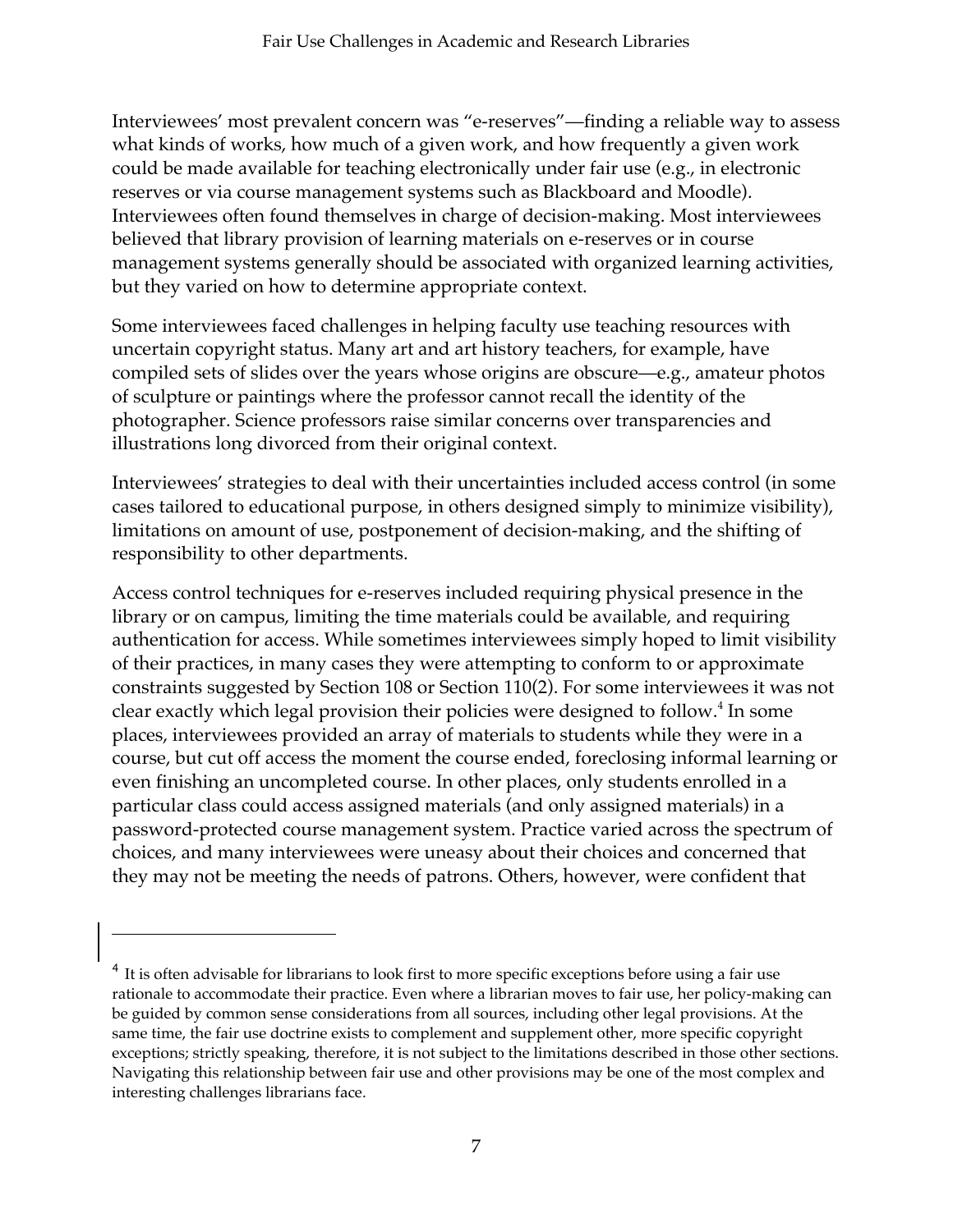Interviewees' most prevalent concern was "e-reserves"—finding a reliable way to assess what kinds of works, how much of a given work, and how frequently a given work could be made available for teaching electronically under fair use (e.g., in electronic reserves or via course management systems such as Blackboard and Moodle). Interviewees often found themselves in charge of decision-making. Most interviewees believed that library provision of learning materials on e-reserves or in course management systems generally should be associated with organized learning activities, but they varied on how to determine appropriate context.

Some interviewees faced challenges in helping faculty use teaching resources with uncertain copyright status. Many art and art history teachers, for example, have compiled sets of slides over the years whose origins are obscure—e.g., amateur photos of sculpture or paintings where the professor cannot recall the identity of the photographer. Science professors raise similar concerns over transparencies and illustrations long divorced from their original context.

Interviewees' strategies to deal with their uncertainties included access control (in some cases tailored to educational purpose, in others designed simply to minimize visibility), limitations on amount of use, postponement of decision-making, and the shifting of responsibility to other departments.

Access control techniques for e-reserves included requiring physical presence in the library or on campus, limiting the time materials could be available, and requiring authentication for access. While sometimes interviewees simply hoped to limit visibility of their practices, in many cases they were attempting to conform to or approximate constraints suggested by Section 108 or Section 110(2). For some interviewees it was not clear exactly which legal provision their policies were designed to follow.[4] In some places, interviewees provided an array of materials to students while they were in a course, but cut off access the moment the course ended, foreclosing informal learning or even finishing an uncompleted course. In other places, only students enrolled in a particular class could access assigned materials (and only assigned materials) in a password-protected course management system. Practice varied across the spectrum of choices, and many interviewees were uneasy about their choices and concerned that they may not be meeting the needs of patrons. Others, however, were confident that

---

[4] It is often advisable for librarians to look first to more specific exceptions before using a fair use rationale to accommodate their practice. Even where a librarian moves to fair use, her policy-making can be guided by common sense considerations from all sources, including other legal provisions. At the same time, the fair use doctrine exists to complement and supplement other, more specific copyright exceptions; strictly speaking, therefore, it is not subject to the limitations described in those other sections. Navigating this relationship between fair use and other provisions may be one of the most complex and interesting challenges librarians face.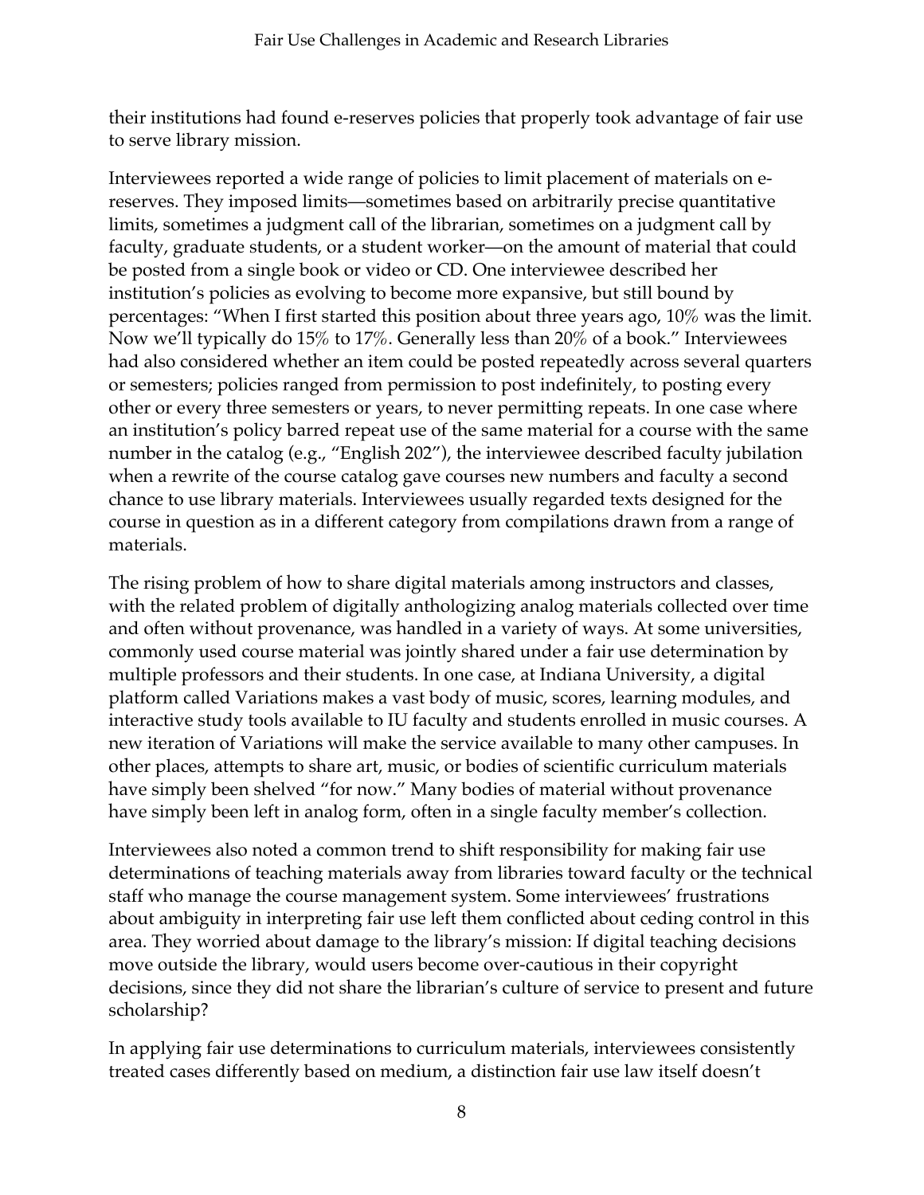their institutions had found e-reserves policies that properly took advantage of fair use to serve library mission.

Interviewees reported a wide range of policies to limit placement of materials on e-reserves. They imposed limits—sometimes based on arbitrarily precise quantitative limits, sometimes a judgment call of the librarian, sometimes on a judgment call by faculty, graduate students, or a student worker—on the amount of material that could be posted from a single book or video or CD. One interviewee described her institution's policies as evolving to become more expansive, but still bound by percentages: "When I first started this position about three years ago, 10% was the limit. Now we'll typically do 15% to 17%. Generally less than 20% of a book." Interviewees had also considered whether an item could be posted repeatedly across several quarters or semesters; policies ranged from permission to post indefinitely, to posting every other or every three semesters or years, to never permitting repeats. In one case where an institution's policy barred repeat use of the same material for a course with the same number in the catalog (e.g., "English 202"), the interviewee described faculty jubilation when a rewrite of the course catalog gave courses new numbers and faculty a second chance to use library materials. Interviewees usually regarded texts designed for the course in question as in a different category from compilations drawn from a range of materials.

The rising problem of how to share digital materials among instructors and classes, with the related problem of digitally anthologizing analog materials collected over time and often without provenance, was handled in a variety of ways. At some universities, commonly used course material was jointly shared under a fair use determination by multiple professors and their students. In one case, at Indiana University, a digital platform called Variations makes a vast body of music, scores, learning modules, and interactive study tools available to IU faculty and students enrolled in music courses. A new iteration of Variations will make the service available to many other campuses. In other places, attempts to share art, music, or bodies of scientific curriculum materials have simply been shelved "for now." Many bodies of material without provenance have simply been left in analog form, often in a single faculty member's collection.

Interviewees also noted a common trend to shift responsibility for making fair use determinations of teaching materials away from libraries toward faculty or the technical staff who manage the course management system. Some interviewees' frustrations about ambiguity in interpreting fair use left them conflicted about ceding control in this area. They worried about damage to the library's mission: If digital teaching decisions move outside the library, would users become over-cautious in their copyright decisions, since they did not share the librarian's culture of service to present and future scholarship?

In applying fair use determinations to curriculum materials, interviewees consistently treated cases differently based on medium, a distinction fair use law itself doesn't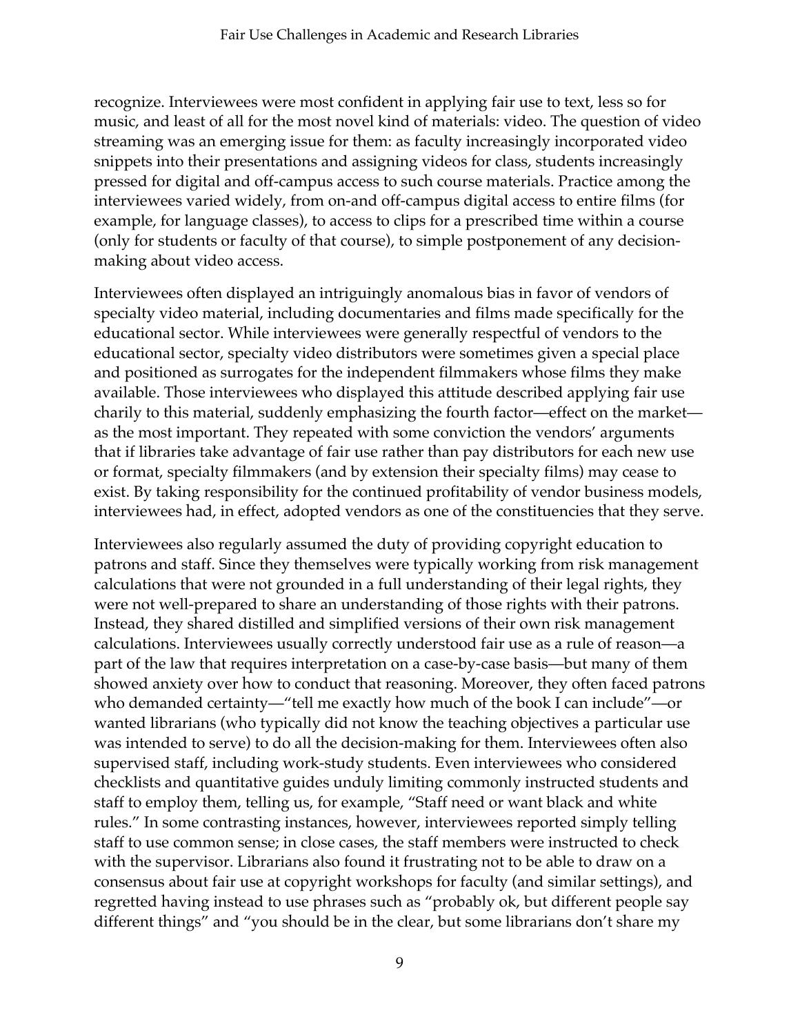recognize. Interviewees were most confident in applying fair use to text, less so for music, and least of all for the most novel kind of materials: video. The question of video streaming was an emerging issue for them: as faculty increasingly incorporated video snippets into their presentations and assigning videos for class, students increasingly pressed for digital and off-campus access to such course materials. Practice among the interviewees varied widely, from on-and off-campus digital access to entire films (for example, for language classes), to access to clips for a prescribed time within a course (only for students or faculty of that course), to simple postponement of any decision-making about video access.

Interviewees often displayed an intriguingly anomalous bias in favor of vendors of specialty video material, including documentaries and films made specifically for the educational sector. While interviewees were generally respectful of vendors to the educational sector, specialty video distributors were sometimes given a special place and positioned as surrogates for the independent filmmakers whose films they make available. Those interviewees who displayed this attitude described applying fair use charily to this material, suddenly emphasizing the fourth factor—effect on the market—as the most important. They repeated with some conviction the vendors' arguments that if libraries take advantage of fair use rather than pay distributors for each new use or format, specialty filmmakers (and by extension their specialty films) may cease to exist. By taking responsibility for the continued profitability of vendor business models, interviewees had, in effect, adopted vendors as one of the constituencies that they serve.

Interviewees also regularly assumed the duty of providing copyright education to patrons and staff. Since they themselves were typically working from risk management calculations that were not grounded in a full understanding of their legal rights, they were not well-prepared to share an understanding of those rights with their patrons. Instead, they shared distilled and simplified versions of their own risk management calculations. Interviewees usually correctly understood fair use as a rule of reason—a part of the law that requires interpretation on a case-by-case basis—but many of them showed anxiety over how to conduct that reasoning. Moreover, they often faced patrons who demanded certainty—"tell me exactly how much of the book I can include"—or wanted librarians (who typically did not know the teaching objectives a particular use was intended to serve) to do all the decision-making for them. Interviewees often also supervised staff, including work-study students. Even interviewees who considered checklists and quantitative guides unduly limiting commonly instructed students and staff to employ them, telling us, for example, "Staff need or want black and white rules." In some contrasting instances, however, interviewees reported simply telling staff to use common sense; in close cases, the staff members were instructed to check with the supervisor. Librarians also found it frustrating not to be able to draw on a consensus about fair use at copyright workshops for faculty (and similar settings), and regretted having instead to use phrases such as "probably ok, but different people say different things" and "you should be in the clear, but some librarians don't share my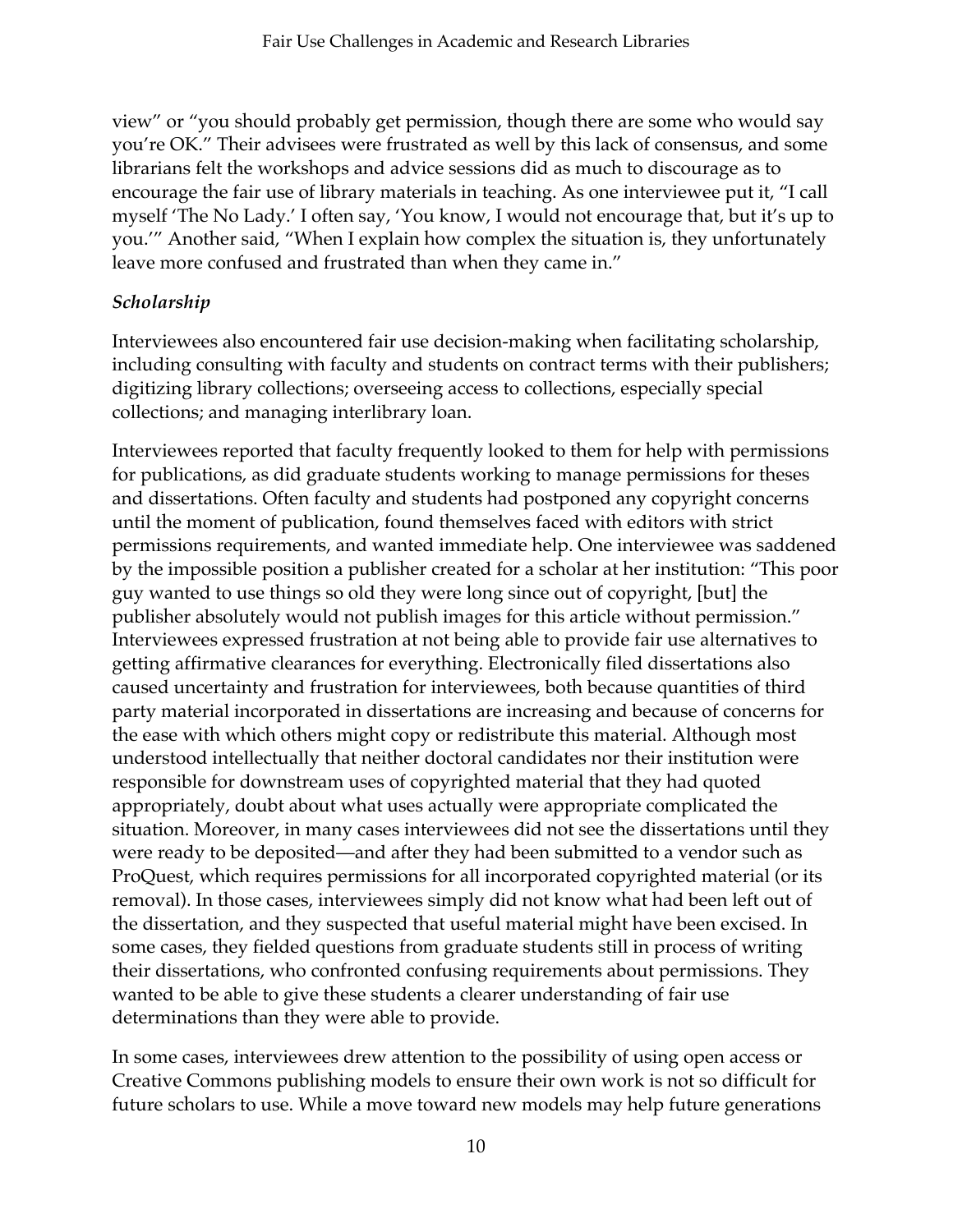view" or "you should probably get permission, though there are some who would say you're OK." Their advisees were frustrated as well by this lack of consensus, and some librarians felt the workshops and advice sessions did as much to discourage as to encourage the fair use of library materials in teaching. As one interviewee put it, "I call myself 'The No Lady.' I often say, 'You know, I would not encourage that, but it's up to you.'" Another said, "When I explain how complex the situation is, they unfortunately leave more confused and frustrated than when they came in."

### *Scholarship*

Interviewees also encountered fair use decision-making when facilitating scholarship, including consulting with faculty and students on contract terms with their publishers; digitizing library collections; overseeing access to collections, especially special collections; and managing interlibrary loan.

Interviewees reported that faculty frequently looked to them for help with permissions for publications, as did graduate students working to manage permissions for theses and dissertations. Often faculty and students had postponed any copyright concerns until the moment of publication, found themselves faced with editors with strict permissions requirements, and wanted immediate help. One interviewee was saddened by the impossible position a publisher created for a scholar at her institution: "This poor guy wanted to use things so old they were long since out of copyright, [but] the publisher absolutely would not publish images for this article without permission." Interviewees expressed frustration at not being able to provide fair use alternatives to getting affirmative clearances for everything. Electronically filed dissertations also caused uncertainty and frustration for interviewees, both because quantities of third party material incorporated in dissertations are increasing and because of concerns for the ease with which others might copy or redistribute this material. Although most understood intellectually that neither doctoral candidates nor their institution were responsible for downstream uses of copyrighted material that they had quoted appropriately, doubt about what uses actually were appropriate complicated the situation. Moreover, in many cases interviewees did not see the dissertations until they were ready to be deposited—and after they had been submitted to a vendor such as ProQuest, which requires permissions for all incorporated copyrighted material (or its removal). In those cases, interviewees simply did not know what had been left out of the dissertation, and they suspected that useful material might have been excised. In some cases, they fielded questions from graduate students still in process of writing their dissertations, who confronted confusing requirements about permissions. They wanted to be able to give these students a clearer understanding of fair use determinations than they were able to provide.

In some cases, interviewees drew attention to the possibility of using open access or Creative Commons publishing models to ensure their own work is not so difficult for future scholars to use. While a move toward new models may help future generations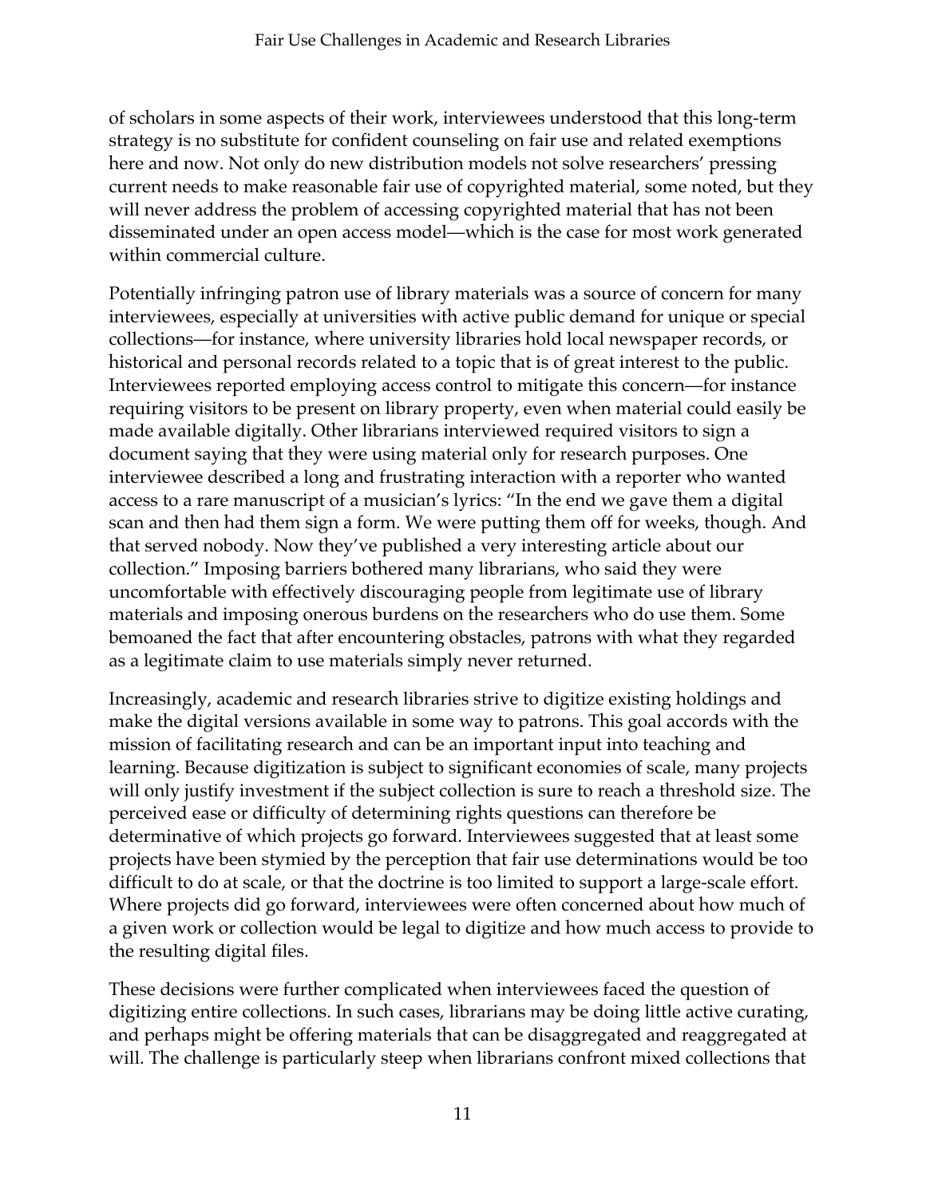of scholars in some aspects of their work, interviewees understood that this long-term strategy is no substitute for confident counseling on fair use and related exemptions here and now. Not only do new distribution models not solve researchers' pressing current needs to make reasonable fair use of copyrighted material, some noted, but they will never address the problem of accessing copyrighted material that has not been disseminated under an open access model—which is the case for most work generated within commercial culture.

Potentially infringing patron use of library materials was a source of concern for many interviewees, especially at universities with active public demand for unique or special collections—for instance, where university libraries hold local newspaper records, or historical and personal records related to a topic that is of great interest to the public. Interviewees reported employing access control to mitigate this concern—for instance requiring visitors to be present on library property, even when material could easily be made available digitally. Other librarians interviewed required visitors to sign a document saying that they were using material only for research purposes. One interviewee described a long and frustrating interaction with a reporter who wanted access to a rare manuscript of a musician's lyrics: "In the end we gave them a digital scan and then had them sign a form. We were putting them off for weeks, though. And that served nobody. Now they've published a very interesting article about our collection." Imposing barriers bothered many librarians, who said they were uncomfortable with effectively discouraging people from legitimate use of library materials and imposing onerous burdens on the researchers who do use them. Some bemoaned the fact that after encountering obstacles, patrons with what they regarded as a legitimate claim to use materials simply never returned.

Increasingly, academic and research libraries strive to digitize existing holdings and make the digital versions available in some way to patrons. This goal accords with the mission of facilitating research and can be an important input into teaching and learning. Because digitization is subject to significant economies of scale, many projects will only justify investment if the subject collection is sure to reach a threshold size. The perceived ease or difficulty of determining rights questions can therefore be determinative of which projects go forward. Interviewees suggested that at least some projects have been stymied by the perception that fair use determinations would be too difficult to do at scale, or that the doctrine is too limited to support a large-scale effort. Where projects did go forward, interviewees were often concerned about how much of a given work or collection would be legal to digitize and how much access to provide to the resulting digital files.

These decisions were further complicated when interviewees faced the question of digitizing entire collections. In such cases, librarians may be doing little active curating, and perhaps might be offering materials that can be disaggregated and reaggregated at will. The challenge is particularly steep when librarians confront mixed collections that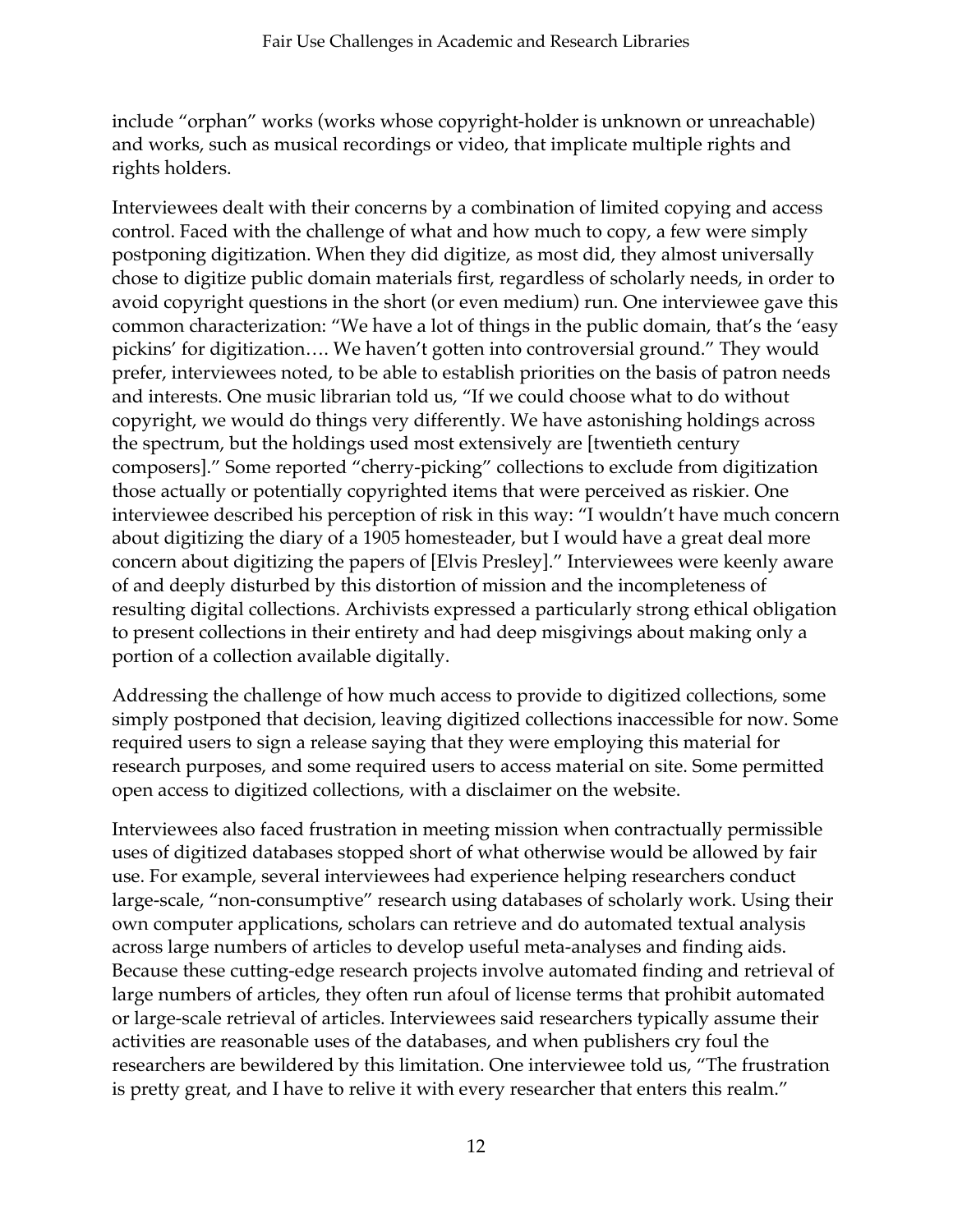include "orphan" works (works whose copyright-holder is unknown or unreachable) and works, such as musical recordings or video, that implicate multiple rights and rights holders.

Interviewees dealt with their concerns by a combination of limited copying and access control. Faced with the challenge of what and how much to copy, a few were simply postponing digitization. When they did digitize, as most did, they almost universally chose to digitize public domain materials first, regardless of scholarly needs, in order to avoid copyright questions in the short (or even medium) run. One interviewee gave this common characterization: "We have a lot of things in the public domain, that's the 'easy pickins' for digitization…. We haven't gotten into controversial ground." They would prefer, interviewees noted, to be able to establish priorities on the basis of patron needs and interests. One music librarian told us, "If we could choose what to do without copyright, we would do things very differently. We have astonishing holdings across the spectrum, but the holdings used most extensively are [twentieth century composers]." Some reported "cherry-picking" collections to exclude from digitization those actually or potentially copyrighted items that were perceived as riskier. One interviewee described his perception of risk in this way: "I wouldn't have much concern about digitizing the diary of a 1905 homesteader, but I would have a great deal more concern about digitizing the papers of [Elvis Presley]." Interviewees were keenly aware of and deeply disturbed by this distortion of mission and the incompleteness of resulting digital collections. Archivists expressed a particularly strong ethical obligation to present collections in their entirety and had deep misgivings about making only a portion of a collection available digitally.

Addressing the challenge of how much access to provide to digitized collections, some simply postponed that decision, leaving digitized collections inaccessible for now. Some required users to sign a release saying that they were employing this material for research purposes, and some required users to access material on site. Some permitted open access to digitized collections, with a disclaimer on the website.

Interviewees also faced frustration in meeting mission when contractually permissible uses of digitized databases stopped short of what otherwise would be allowed by fair use. For example, several interviewees had experience helping researchers conduct large-scale, "non-consumptive" research using databases of scholarly work. Using their own computer applications, scholars can retrieve and do automated textual analysis across large numbers of articles to develop useful meta-analyses and finding aids. Because these cutting-edge research projects involve automated finding and retrieval of large numbers of articles, they often run afoul of license terms that prohibit automated or large-scale retrieval of articles. Interviewees said researchers typically assume their activities are reasonable uses of the databases, and when publishers cry foul the researchers are bewildered by this limitation. One interviewee told us, "The frustration is pretty great, and I have to relive it with every researcher that enters this realm."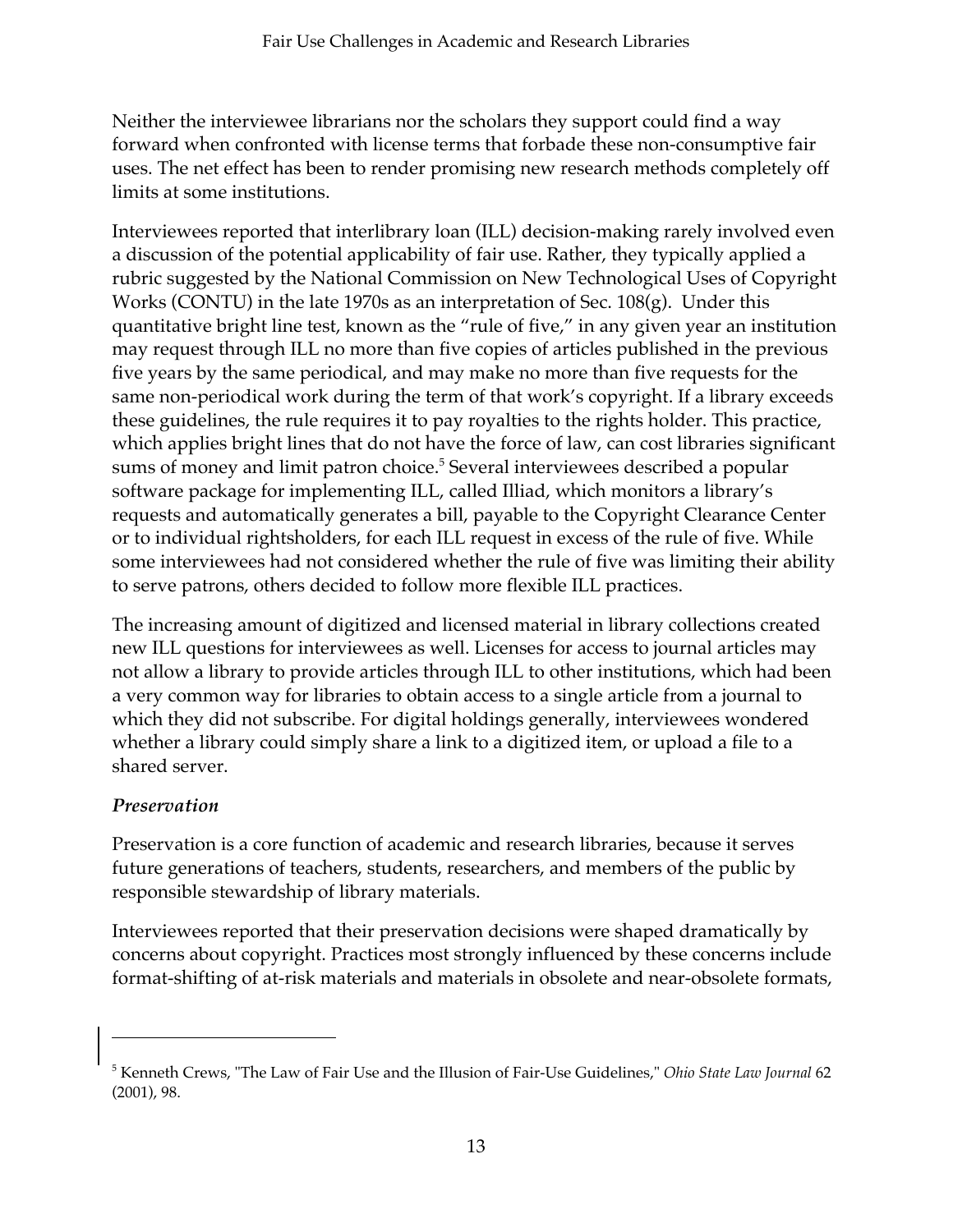Neither the interviewee librarians nor the scholars they support could find a way forward when confronted with license terms that forbade these non-consumptive fair uses. The net effect has been to render promising new research methods completely off limits at some institutions.

Interviewees reported that interlibrary loan (ILL) decision-making rarely involved even a discussion of the potential applicability of fair use. Rather, they typically applied a rubric suggested by the National Commission on New Technological Uses of Copyright Works (CONTU) in the late 1970s as an interpretation of Sec. 108(g). Under this quantitative bright line test, known as the "rule of five," in any given year an institution may request through ILL no more than five copies of articles published in the previous five years by the same periodical, and may make no more than five requests for the same non-periodical work during the term of that work's copyright. If a library exceeds these guidelines, the rule requires it to pay royalties to the rights holder. This practice, which applies bright lines that do not have the force of law, can cost libraries significant sums of money and limit patron choice.[5] Several interviewees described a popular software package for implementing ILL, called Illiad, which monitors a library's requests and automatically generates a bill, payable to the Copyright Clearance Center or to individual rightsholders, for each ILL request in excess of the rule of five. While some interviewees had not considered whether the rule of five was limiting their ability to serve patrons, others decided to follow more flexible ILL practices.

The increasing amount of digitized and licensed material in library collections created new ILL questions for interviewees as well. Licenses for access to journal articles may not allow a library to provide articles through ILL to other institutions, which had been a very common way for libraries to obtain access to a single article from a journal to which they did not subscribe. For digital holdings generally, interviewees wondered whether a library could simply share a link to a digitized item, or upload a file to a shared server.

### *Preservation*

Preservation is a core function of academic and research libraries, because it serves future generations of teachers, students, researchers, and members of the public by responsible stewardship of library materials.

Interviewees reported that their preservation decisions were shaped dramatically by concerns about copyright. Practices most strongly influenced by these concerns include format-shifting of at-risk materials and materials in obsolete and near-obsolete formats,

---

[5] Kenneth Crews, "The Law of Fair Use and the Illusion of Fair-Use Guidelines," *Ohio State Law Journal* 62 (2001), 98.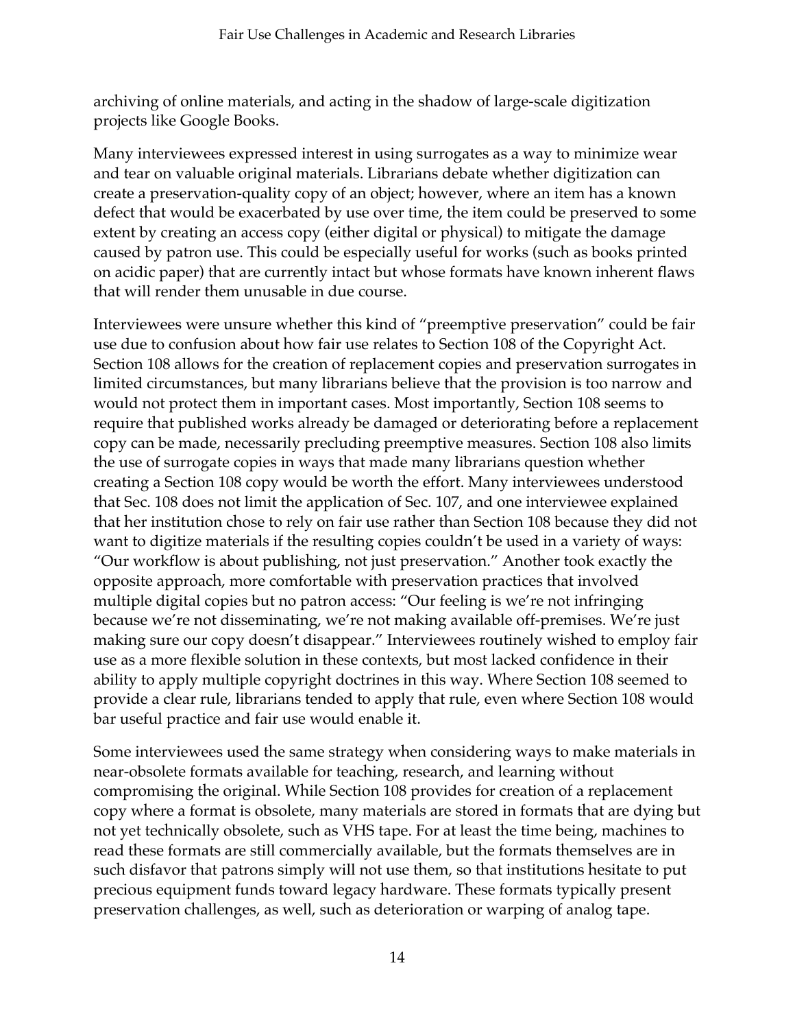archiving of online materials, and acting in the shadow of large-scale digitization projects like Google Books.

Many interviewees expressed interest in using surrogates as a way to minimize wear and tear on valuable original materials. Librarians debate whether digitization can create a preservation-quality copy of an object; however, where an item has a known defect that would be exacerbated by use over time, the item could be preserved to some extent by creating an access copy (either digital or physical) to mitigate the damage caused by patron use. This could be especially useful for works (such as books printed on acidic paper) that are currently intact but whose formats have known inherent flaws that will render them unusable in due course.

Interviewees were unsure whether this kind of "preemptive preservation" could be fair use due to confusion about how fair use relates to Section 108 of the Copyright Act. Section 108 allows for the creation of replacement copies and preservation surrogates in limited circumstances, but many librarians believe that the provision is too narrow and would not protect them in important cases. Most importantly, Section 108 seems to require that published works already be damaged or deteriorating before a replacement copy can be made, necessarily precluding preemptive measures. Section 108 also limits the use of surrogate copies in ways that made many librarians question whether creating a Section 108 copy would be worth the effort. Many interviewees understood that Sec. 108 does not limit the application of Sec. 107, and one interviewee explained that her institution chose to rely on fair use rather than Section 108 because they did not want to digitize materials if the resulting copies couldn't be used in a variety of ways: "Our workflow is about publishing, not just preservation." Another took exactly the opposite approach, more comfortable with preservation practices that involved multiple digital copies but no patron access: "Our feeling is we're not infringing because we're not disseminating, we're not making available off-premises. We're just making sure our copy doesn't disappear." Interviewees routinely wished to employ fair use as a more flexible solution in these contexts, but most lacked confidence in their ability to apply multiple copyright doctrines in this way. Where Section 108 seemed to provide a clear rule, librarians tended to apply that rule, even where Section 108 would bar useful practice and fair use would enable it.

Some interviewees used the same strategy when considering ways to make materials in near-obsolete formats available for teaching, research, and learning without compromising the original. While Section 108 provides for creation of a replacement copy where a format is obsolete, many materials are stored in formats that are dying but not yet technically obsolete, such as VHS tape. For at least the time being, machines to read these formats are still commercially available, but the formats themselves are in such disfavor that patrons simply will not use them, so that institutions hesitate to put precious equipment funds toward legacy hardware. These formats typically present preservation challenges, as well, such as deterioration or warping of analog tape.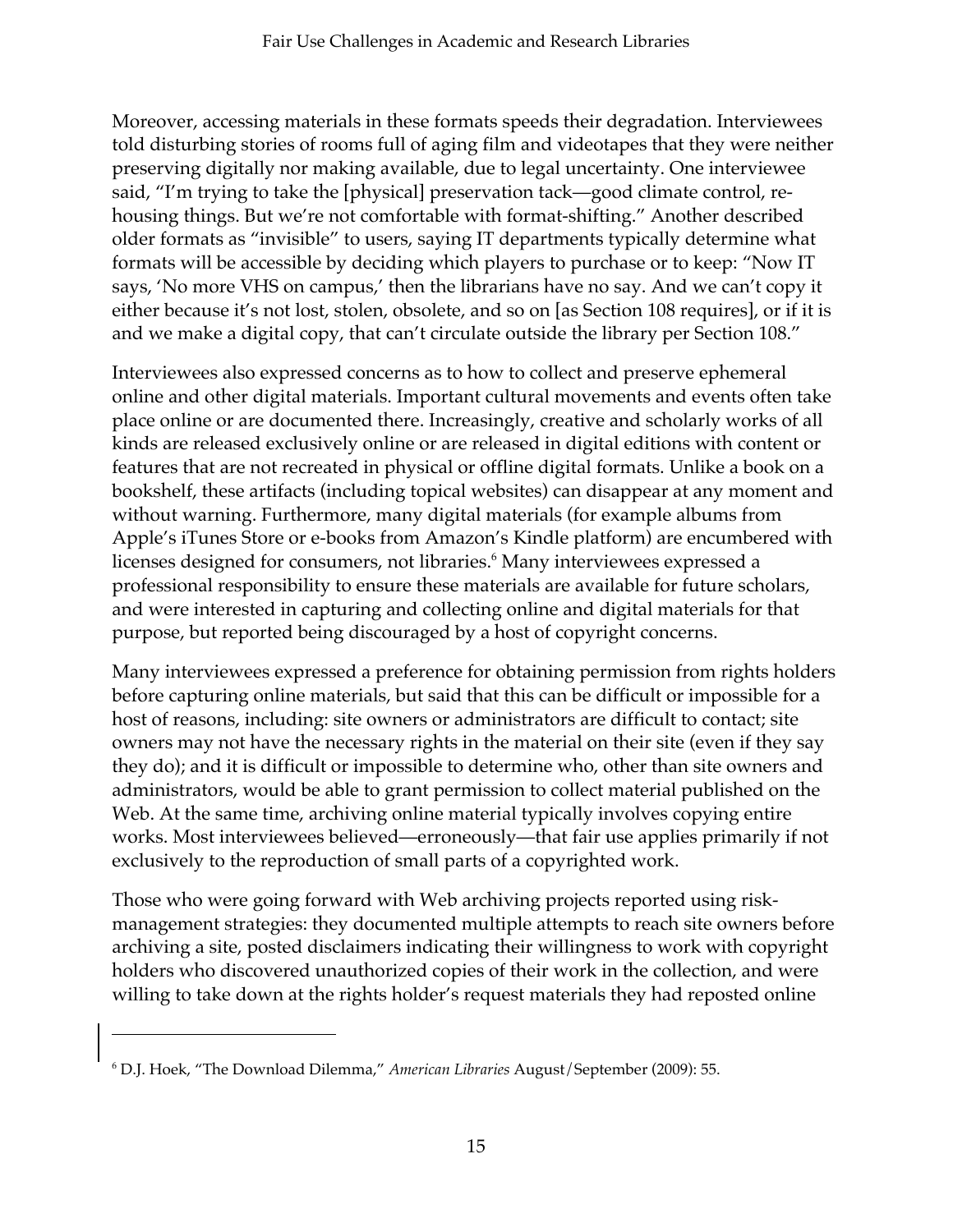Moreover, accessing materials in these formats speeds their degradation. Interviewees told disturbing stories of rooms full of aging film and videotapes that they were neither preserving digitally nor making available, due to legal uncertainty. One interviewee said, "I'm trying to take the [physical] preservation tack—good climate control, re-housing things. But we're not comfortable with format-shifting." Another described older formats as "invisible" to users, saying IT departments typically determine what formats will be accessible by deciding which players to purchase or to keep: "Now IT says, 'No more VHS on campus,' then the librarians have no say. And we can't copy it either because it's not lost, stolen, obsolete, and so on [as Section 108 requires], or if it is and we make a digital copy, that can't circulate outside the library per Section 108."

Interviewees also expressed concerns as to how to collect and preserve ephemeral online and other digital materials. Important cultural movements and events often take place online or are documented there. Increasingly, creative and scholarly works of all kinds are released exclusively online or are released in digital editions with content or features that are not recreated in physical or offline digital formats. Unlike a book on a bookshelf, these artifacts (including topical websites) can disappear at any moment and without warning. Furthermore, many digital materials (for example albums from Apple's iTunes Store or e-books from Amazon's Kindle platform) are encumbered with licenses designed for consumers, not libraries.[6] Many interviewees expressed a professional responsibility to ensure these materials are available for future scholars, and were interested in capturing and collecting online and digital materials for that purpose, but reported being discouraged by a host of copyright concerns.

Many interviewees expressed a preference for obtaining permission from rights holders before capturing online materials, but said that this can be difficult or impossible for a host of reasons, including: site owners or administrators are difficult to contact; site owners may not have the necessary rights in the material on their site (even if they say they do); and it is difficult or impossible to determine who, other than site owners and administrators, would be able to grant permission to collect material published on the Web. At the same time, archiving online material typically involves copying entire works. Most interviewees believed—erroneously—that fair use applies primarily if not exclusively to the reproduction of small parts of a copyrighted work.

Those who were going forward with Web archiving projects reported using risk-management strategies: they documented multiple attempts to reach site owners before archiving a site, posted disclaimers indicating their willingness to work with copyright holders who discovered unauthorized copies of their work in the collection, and were willing to take down at the rights holder's request materials they had reposted online

---

[6] D.J. Hoek, "The Download Dilemma," *American Libraries* August/September (2009): 55.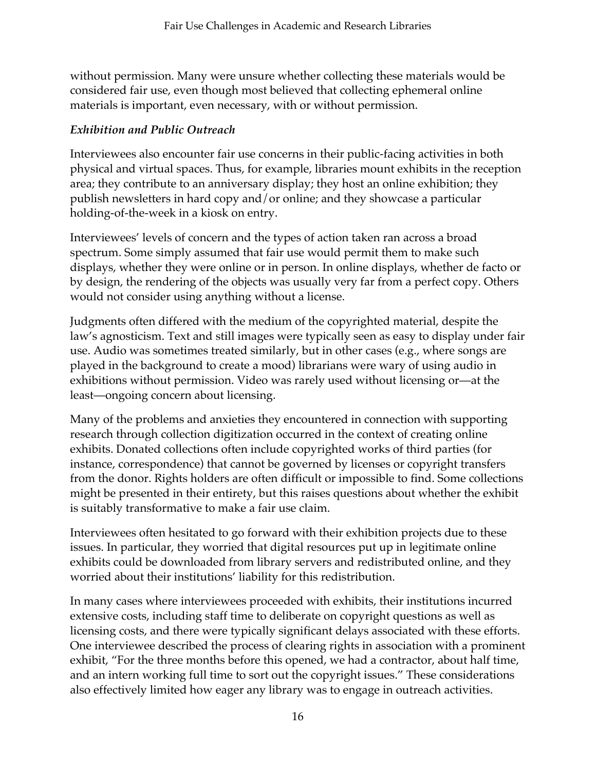without permission. Many were unsure whether collecting these materials would be considered fair use, even though most believed that collecting ephemeral online materials is important, even necessary, with or without permission.

### *Exhibition and Public Outreach*

Interviewees also encounter fair use concerns in their public-facing activities in both physical and virtual spaces. Thus, for example, libraries mount exhibits in the reception area; they contribute to an anniversary display; they host an online exhibition; they publish newsletters in hard copy and/or online; and they showcase a particular holding-of-the-week in a kiosk on entry.

Interviewees' levels of concern and the types of action taken ran across a broad spectrum. Some simply assumed that fair use would permit them to make such displays, whether they were online or in person. In online displays, whether de facto or by design, the rendering of the objects was usually very far from a perfect copy. Others would not consider using anything without a license.

Judgments often differed with the medium of the copyrighted material, despite the law's agnosticism. Text and still images were typically seen as easy to display under fair use. Audio was sometimes treated similarly, but in other cases (e.g., where songs are played in the background to create a mood) librarians were wary of using audio in exhibitions without permission. Video was rarely used without licensing or—at the least—ongoing concern about licensing.

Many of the problems and anxieties they encountered in connection with supporting research through collection digitization occurred in the context of creating online exhibits. Donated collections often include copyrighted works of third parties (for instance, correspondence) that cannot be governed by licenses or copyright transfers from the donor. Rights holders are often difficult or impossible to find. Some collections might be presented in their entirety, but this raises questions about whether the exhibit is suitably transformative to make a fair use claim.

Interviewees often hesitated to go forward with their exhibition projects due to these issues. In particular, they worried that digital resources put up in legitimate online exhibits could be downloaded from library servers and redistributed online, and they worried about their institutions' liability for this redistribution.

In many cases where interviewees proceeded with exhibits, their institutions incurred extensive costs, including staff time to deliberate on copyright questions as well as licensing costs, and there were typically significant delays associated with these efforts. One interviewee described the process of clearing rights in association with a prominent exhibit, "For the three months before this opened, we had a contractor, about half time, and an intern working full time to sort out the copyright issues." These considerations also effectively limited how eager any library was to engage in outreach activities.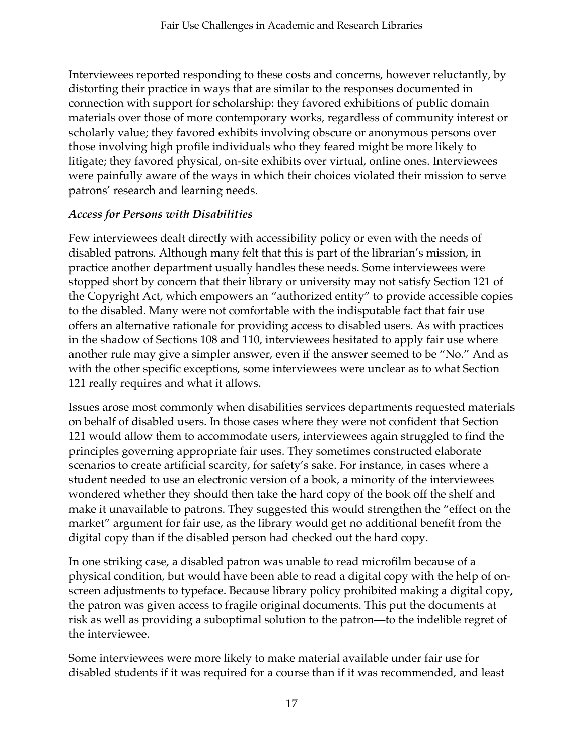Interviewees reported responding to these costs and concerns, however reluctantly, by distorting their practice in ways that are similar to the responses documented in connection with support for scholarship: they favored exhibitions of public domain materials over those of more contemporary works, regardless of community interest or scholarly value; they favored exhibits involving obscure or anonymous persons over those involving high profile individuals who they feared might be more likely to litigate; they favored physical, on-site exhibits over virtual, online ones. Interviewees were painfully aware of the ways in which their choices violated their mission to serve patrons' research and learning needs.

### *Access for Persons with Disabilities*

Few interviewees dealt directly with accessibility policy or even with the needs of disabled patrons. Although many felt that this is part of the librarian's mission, in practice another department usually handles these needs. Some interviewees were stopped short by concern that their library or university may not satisfy Section 121 of the Copyright Act, which empowers an "authorized entity" to provide accessible copies to the disabled. Many were not comfortable with the indisputable fact that fair use offers an alternative rationale for providing access to disabled users. As with practices in the shadow of Sections 108 and 110, interviewees hesitated to apply fair use where another rule may give a simpler answer, even if the answer seemed to be "No." And as with the other specific exceptions, some interviewees were unclear as to what Section 121 really requires and what it allows.

Issues arose most commonly when disabilities services departments requested materials on behalf of disabled users. In those cases where they were not confident that Section 121 would allow them to accommodate users, interviewees again struggled to find the principles governing appropriate fair uses. They sometimes constructed elaborate scenarios to create artificial scarcity, for safety's sake. For instance, in cases where a student needed to use an electronic version of a book, a minority of the interviewees wondered whether they should then take the hard copy of the book off the shelf and make it unavailable to patrons. They suggested this would strengthen the "effect on the market" argument for fair use, as the library would get no additional benefit from the digital copy than if the disabled person had checked out the hard copy.

In one striking case, a disabled patron was unable to read microfilm because of a physical condition, but would have been able to read a digital copy with the help of on-screen adjustments to typeface. Because library policy prohibited making a digital copy, the patron was given access to fragile original documents. This put the documents at risk as well as providing a suboptimal solution to the patron—to the indelible regret of the interviewee.

Some interviewees were more likely to make material available under fair use for disabled students if it was required for a course than if it was recommended, and least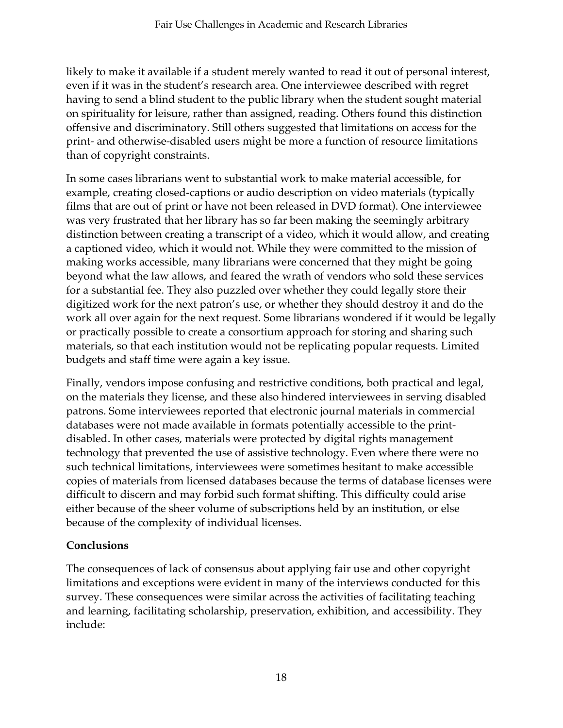likely to make it available if a student merely wanted to read it out of personal interest, even if it was in the student's research area. One interviewee described with regret having to send a blind student to the public library when the student sought material on spirituality for leisure, rather than assigned, reading. Others found this distinction offensive and discriminatory. Still others suggested that limitations on access for the print- and otherwise-disabled users might be more a function of resource limitations than of copyright constraints.

In some cases librarians went to substantial work to make material accessible, for example, creating closed-captions or audio description on video materials (typically films that are out of print or have not been released in DVD format). One interviewee was very frustrated that her library has so far been making the seemingly arbitrary distinction between creating a transcript of a video, which it would allow, and creating a captioned video, which it would not. While they were committed to the mission of making works accessible, many librarians were concerned that they might be going beyond what the law allows, and feared the wrath of vendors who sold these services for a substantial fee. They also puzzled over whether they could legally store their digitized work for the next patron's use, or whether they should destroy it and do the work all over again for the next request. Some librarians wondered if it would be legally or practically possible to create a consortium approach for storing and sharing such materials, so that each institution would not be replicating popular requests. Limited budgets and staff time were again a key issue.

Finally, vendors impose confusing and restrictive conditions, both practical and legal, on the materials they license, and these also hindered interviewees in serving disabled patrons. Some interviewees reported that electronic journal materials in commercial databases were not made available in formats potentially accessible to the print-disabled. In other cases, materials were protected by digital rights management technology that prevented the use of assistive technology. Even where there were no such technical limitations, interviewees were sometimes hesitant to make accessible copies of materials from licensed databases because the terms of database licenses were difficult to discern and may forbid such format shifting. This difficulty could arise either because of the sheer volume of subscriptions held by an institution, or else because of the complexity of individual licenses.

**Conclusions**

The consequences of lack of consensus about applying fair use and other copyright limitations and exceptions were evident in many of the interviews conducted for this survey. These consequences were similar across the activities of facilitating teaching and learning, facilitating scholarship, preservation, exhibition, and accessibility. They include: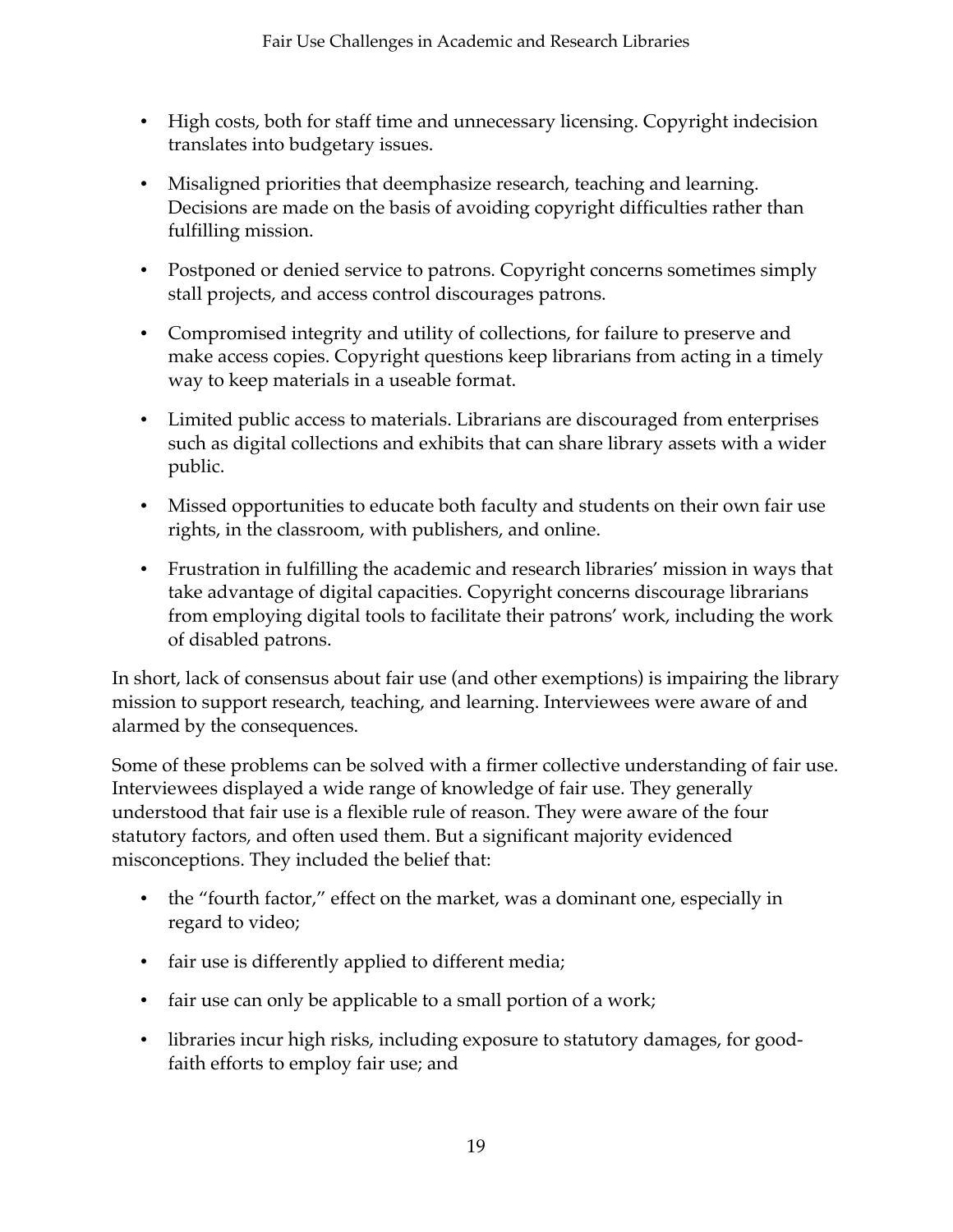- High costs, both for staff time and unnecessary licensing. Copyright indecision translates into budgetary issues.
- Misaligned priorities that deemphasize research, teaching and learning. Decisions are made on the basis of avoiding copyright difficulties rather than fulfilling mission.
- Postponed or denied service to patrons. Copyright concerns sometimes simply stall projects, and access control discourages patrons.
- Compromised integrity and utility of collections, for failure to preserve and make access copies. Copyright questions keep librarians from acting in a timely way to keep materials in a useable format.
- Limited public access to materials. Librarians are discouraged from enterprises such as digital collections and exhibits that can share library assets with a wider public.
- Missed opportunities to educate both faculty and students on their own fair use rights, in the classroom, with publishers, and online.
- Frustration in fulfilling the academic and research libraries' mission in ways that take advantage of digital capacities. Copyright concerns discourage librarians from employing digital tools to facilitate their patrons' work, including the work of disabled patrons.

In short, lack of consensus about fair use (and other exemptions) is impairing the library mission to support research, teaching, and learning. Interviewees were aware of and alarmed by the consequences.

Some of these problems can be solved with a firmer collective understanding of fair use. Interviewees displayed a wide range of knowledge of fair use. They generally understood that fair use is a flexible rule of reason. They were aware of the four statutory factors, and often used them. But a significant majority evidenced misconceptions. They included the belief that:

- the "fourth factor," effect on the market, was a dominant one, especially in regard to video;
- fair use is differently applied to different media;
- fair use can only be applicable to a small portion of a work;
- libraries incur high risks, including exposure to statutory damages, for good-faith efforts to employ fair use; and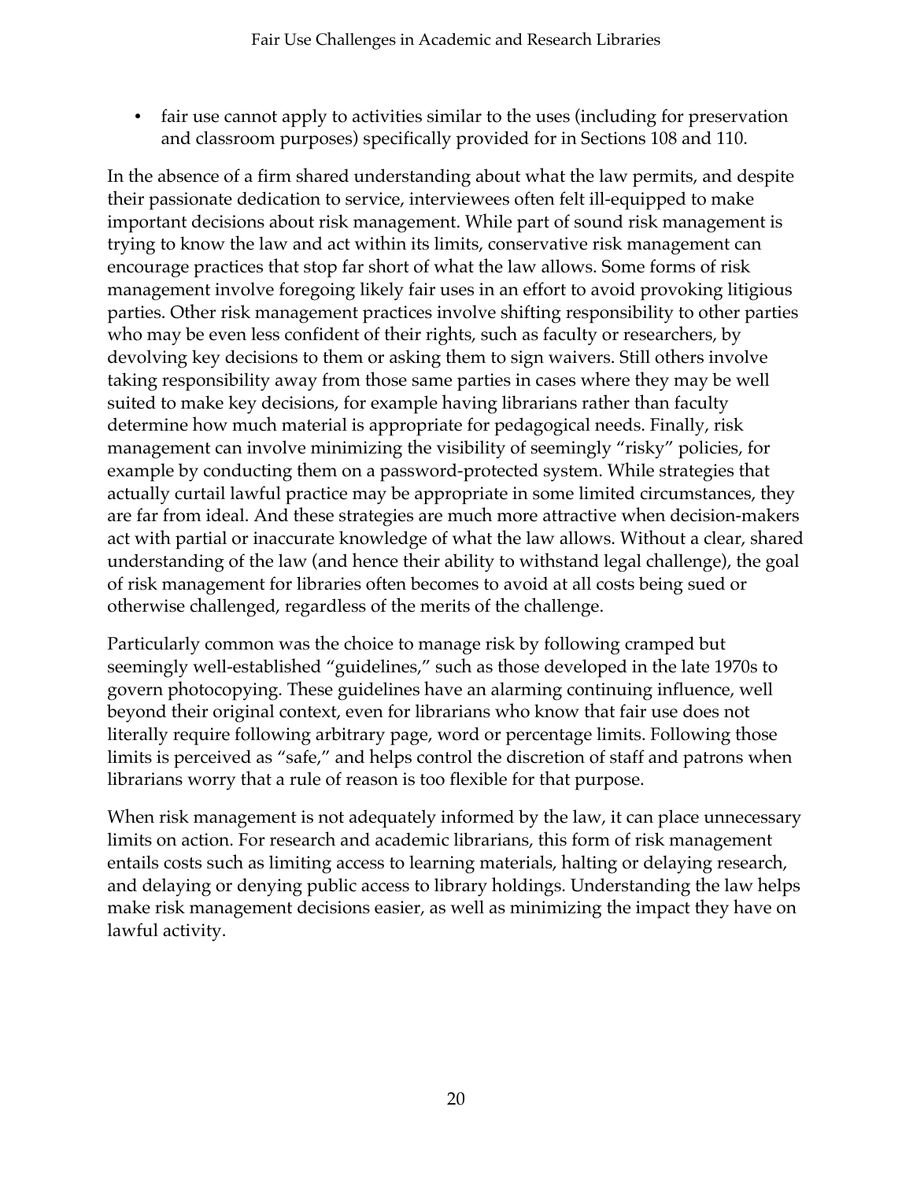- fair use cannot apply to activities similar to the uses (including for preservation and classroom purposes) specifically provided for in Sections 108 and 110.

In the absence of a firm shared understanding about what the law permits, and despite their passionate dedication to service, interviewees often felt ill-equipped to make important decisions about risk management. While part of sound risk management is trying to know the law and act within its limits, conservative risk management can encourage practices that stop far short of what the law allows. Some forms of risk management involve foregoing likely fair uses in an effort to avoid provoking litigious parties. Other risk management practices involve shifting responsibility to other parties who may be even less confident of their rights, such as faculty or researchers, by devolving key decisions to them or asking them to sign waivers. Still others involve taking responsibility away from those same parties in cases where they may be well suited to make key decisions, for example having librarians rather than faculty determine how much material is appropriate for pedagogical needs. Finally, risk management can involve minimizing the visibility of seemingly "risky" policies, for example by conducting them on a password-protected system. While strategies that actually curtail lawful practice may be appropriate in some limited circumstances, they are far from ideal. And these strategies are much more attractive when decision-makers act with partial or inaccurate knowledge of what the law allows. Without a clear, shared understanding of the law (and hence their ability to withstand legal challenge), the goal of risk management for libraries often becomes to avoid at all costs being sued or otherwise challenged, regardless of the merits of the challenge.

Particularly common was the choice to manage risk by following cramped but seemingly well-established "guidelines," such as those developed in the late 1970s to govern photocopying. These guidelines have an alarming continuing influence, well beyond their original context, even for librarians who know that fair use does not literally require following arbitrary page, word or percentage limits. Following those limits is perceived as "safe," and helps control the discretion of staff and patrons when librarians worry that a rule of reason is too flexible for that purpose.

When risk management is not adequately informed by the law, it can place unnecessary limits on action. For research and academic librarians, this form of risk management entails costs such as limiting access to learning materials, halting or delaying research, and delaying or denying public access to library holdings. Understanding the law helps make risk management decisions easier, as well as minimizing the impact they have on lawful activity.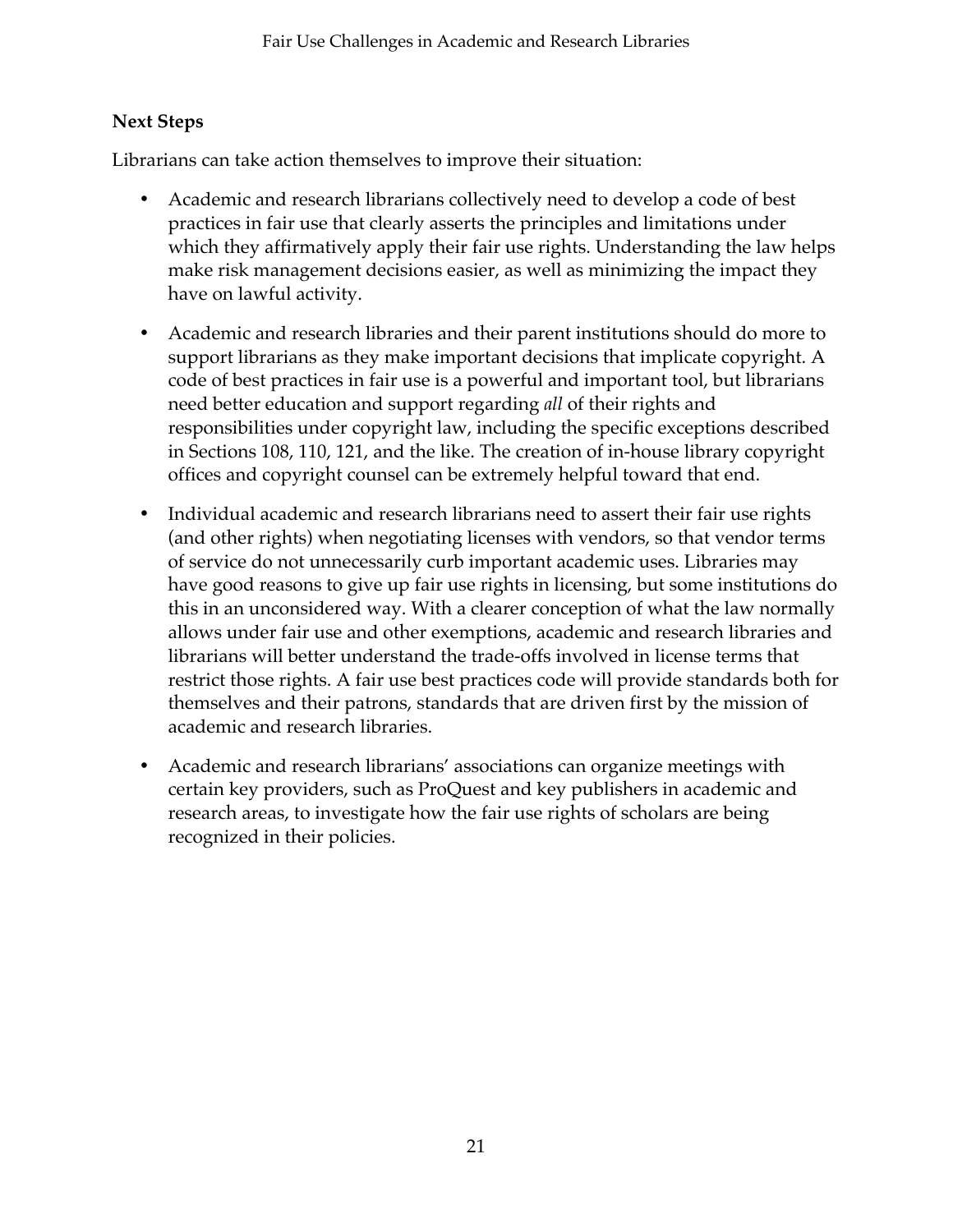**Next Steps**

Librarians can take action themselves to improve their situation:

- Academic and research librarians collectively need to develop a code of best practices in fair use that clearly asserts the principles and limitations under which they affirmatively apply their fair use rights. Understanding the law helps make risk management decisions easier, as well as minimizing the impact they have on lawful activity.
- Academic and research libraries and their parent institutions should do more to support librarians as they make important decisions that implicate copyright. A code of best practices in fair use is a powerful and important tool, but librarians need better education and support regarding *all* of their rights and responsibilities under copyright law, including the specific exceptions described in Sections 108, 110, 121, and the like. The creation of in-house library copyright offices and copyright counsel can be extremely helpful toward that end.
- Individual academic and research librarians need to assert their fair use rights (and other rights) when negotiating licenses with vendors, so that vendor terms of service do not unnecessarily curb important academic uses. Libraries may have good reasons to give up fair use rights in licensing, but some institutions do this in an unconsidered way. With a clearer conception of what the law normally allows under fair use and other exemptions, academic and research libraries and librarians will better understand the trade-offs involved in license terms that restrict those rights. A fair use best practices code will provide standards both for themselves and their patrons, standards that are driven first by the mission of academic and research libraries.
- Academic and research librarians' associations can organize meetings with certain key providers, such as ProQuest and key publishers in academic and research areas, to investigate how the fair use rights of scholars are being recognized in their policies.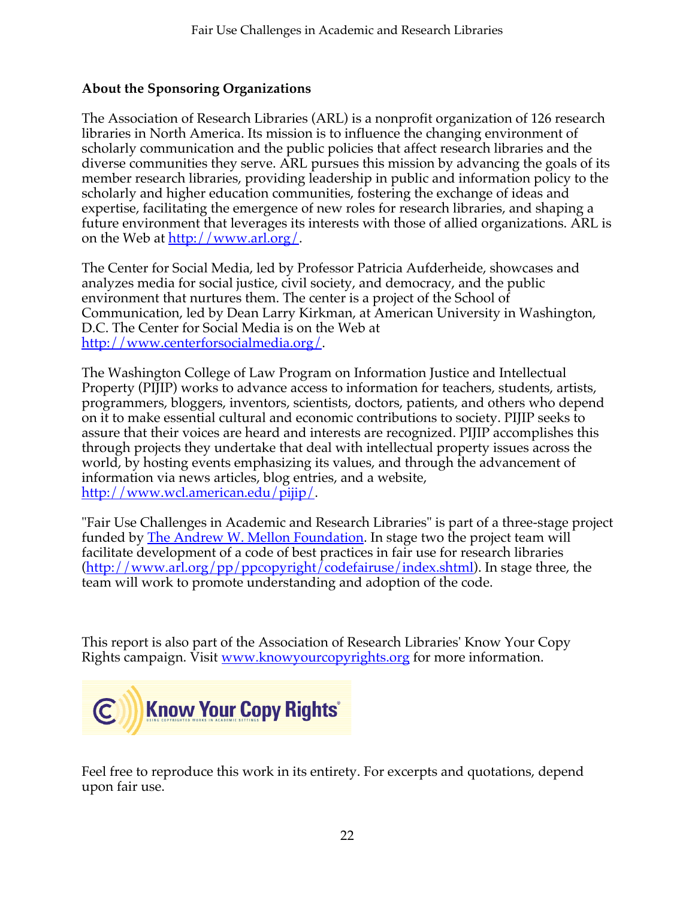## About the Sponsoring Organizations

The Association of Research Libraries (ARL) is a nonprofit organization of 126 research libraries in North America. Its mission is to influence the changing environment of scholarly communication and the public policies that affect research libraries and the diverse communities they serve. ARL pursues this mission by advancing the goals of its member research libraries, providing leadership in public and information policy to the scholarly and higher education communities, fostering the exchange of ideas and expertise, facilitating the emergence of new roles for research libraries, and shaping a future environment that leverages its interests with those of allied organizations. ARL is on the Web at http://www.arl.org/.

The Center for Social Media, led by Professor Patricia Aufderheide, showcases and analyzes media for social justice, civil society, and democracy, and the public environment that nurtures them. The center is a project of the School of Communication, led by Dean Larry Kirkman, at American University in Washington, D.C. The Center for Social Media is on the Web at http://www.centerforsocialmedia.org/.

The Washington College of Law Program on Information Justice and Intellectual Property (PIJIP) works to advance access to information for teachers, students, artists, programmers, bloggers, inventors, scientists, doctors, patients, and others who depend on it to make essential cultural and economic contributions to society. PIJIP seeks to assure that their voices are heard and interests are recognized. PIJIP accomplishes this through projects they undertake that deal with intellectual property issues across the world, by hosting events emphasizing its values, and through the advancement of information via news articles, blog entries, and a website, http://www.wcl.american.edu/pijip/.

"Fair Use Challenges in Academic and Research Libraries" is part of a three-stage project funded by The Andrew W. Mellon Foundation. In stage two the project team will facilitate development of a code of best practices in fair use for research libraries (http://www.arl.org/pp/ppcopyright/codefairuse/index.shtml). In stage three, the team will work to promote understanding and adoption of the code.

This report is also part of the Association of Research Libraries' Know Your Copy Rights campaign. Visit www.knowyourcopyrights.org for more information.

Know Your Copy Rights®

Feel free to reproduce this work in its entirety. For excerpts and quotations, depend upon fair use.